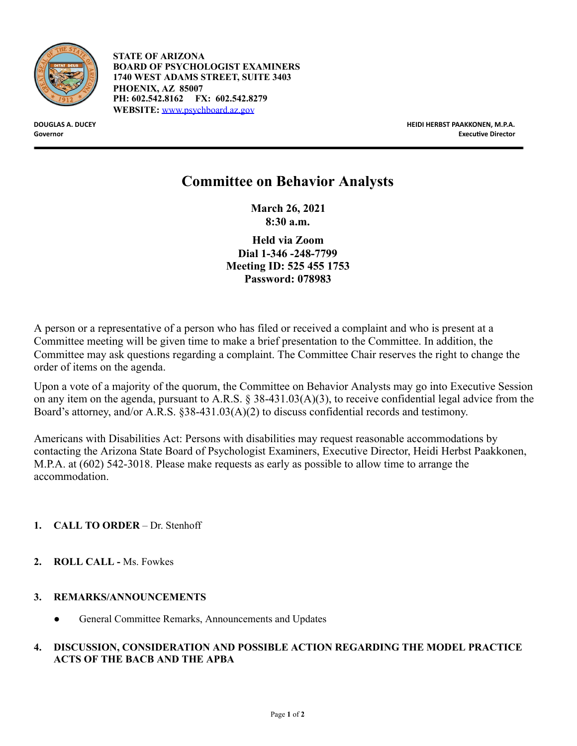**STATE OF ARIZONA**
**BOARD OF PSYCHOLOGIST EXAMINERS**
**1740 WEST ADAMS STREET, SUITE 3403**
**PHOENIX, AZ 85007**
**PH: 602.542.8162 FX: 602.542.8279**
**WEBSITE:** www.psychboard.az.gov

**DOUGLAS A. DUCEY**
**Governor**

**HEIDI HERBST PAAKKONEN, M.P.A.**
**Executive Director**

---

# Committee on Behavior Analysts

**March 26, 2021**
**8:30 a.m.**

**Held via Zoom**
**Dial 1-346 -248-7799**
**Meeting ID: 525 455 1753**
**Password: 078983**

A person or a representative of a person who has filed or received a complaint and who is present at a Committee meeting will be given time to make a brief presentation to the Committee. In addition, the Committee may ask questions regarding a complaint. The Committee Chair reserves the right to change the order of items on the agenda.

Upon a vote of a majority of the quorum, the Committee on Behavior Analysts may go into Executive Session on any item on the agenda, pursuant to A.R.S. § 38-431.03(A)(3), to receive confidential legal advice from the Board's attorney, and/or A.R.S. §38-431.03(A)(2) to discuss confidential records and testimony.

Americans with Disabilities Act: Persons with disabilities may request reasonable accommodations by contacting the Arizona State Board of Psychologist Examiners, Executive Director, Heidi Herbst Paakkonen, M.P.A. at (602) 542-3018. Please make requests as early as possible to allow time to arrange the accommodation.

1. **CALL TO ORDER** – Dr. Stenhoff

2. **ROLL CALL -** Ms. Fowkes

3. **REMARKS/ANNOUNCEMENTS**

   - General Committee Remarks, Announcements and Updates

4. **DISCUSSION, CONSIDERATION AND POSSIBLE ACTION REGARDING THE MODEL PRACTICE ACTS OF THE BACB AND THE APBA**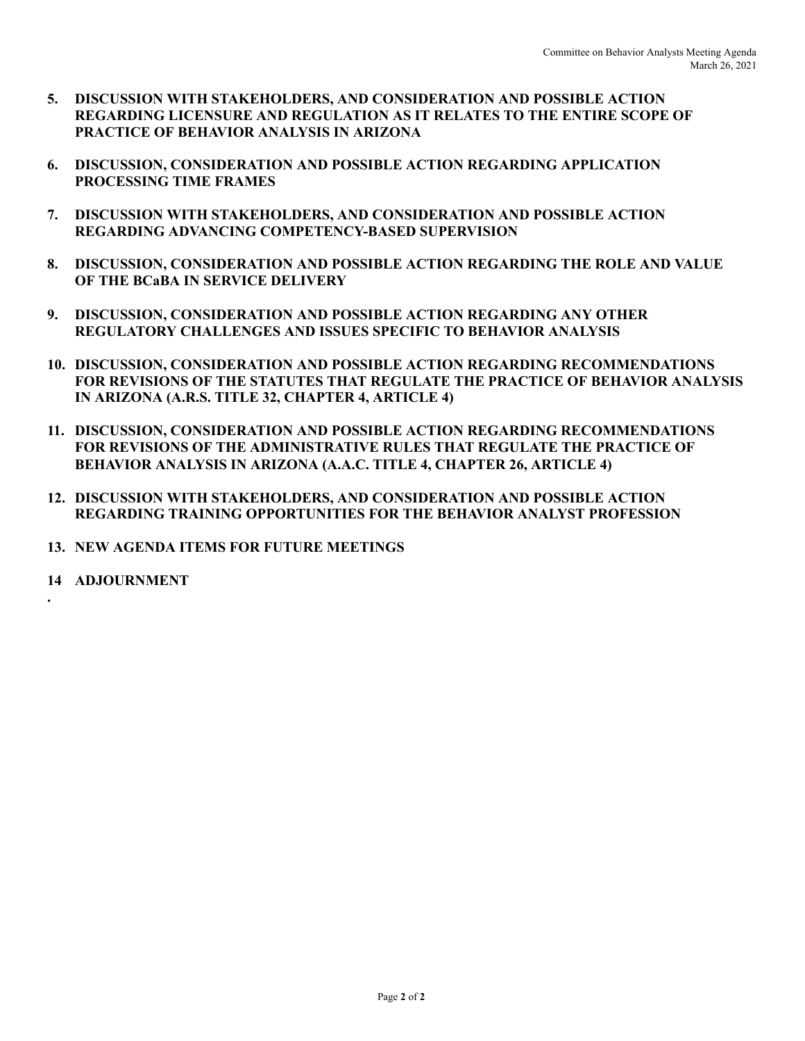5. **DISCUSSION WITH STAKEHOLDERS, AND CONSIDERATION AND POSSIBLE ACTION REGARDING LICENSURE AND REGULATION AS IT RELATES TO THE ENTIRE SCOPE OF PRACTICE OF BEHAVIOR ANALYSIS IN ARIZONA**

6. **DISCUSSION, CONSIDERATION AND POSSIBLE ACTION REGARDING APPLICATION PROCESSING TIME FRAMES**

7. **DISCUSSION WITH STAKEHOLDERS, AND CONSIDERATION AND POSSIBLE ACTION REGARDING ADVANCING COMPETENCY-BASED SUPERVISION**

8. **DISCUSSION, CONSIDERATION AND POSSIBLE ACTION REGARDING THE ROLE AND VALUE OF THE BCaBA IN SERVICE DELIVERY**

9. **DISCUSSION, CONSIDERATION AND POSSIBLE ACTION REGARDING ANY OTHER REGULATORY CHALLENGES AND ISSUES SPECIFIC TO BEHAVIOR ANALYSIS**

10. **DISCUSSION, CONSIDERATION AND POSSIBLE ACTION REGARDING RECOMMENDATIONS FOR REVISIONS OF THE STATUTES THAT REGULATE THE PRACTICE OF BEHAVIOR ANALYSIS IN ARIZONA (A.R.S. TITLE 32, CHAPTER 4, ARTICLE 4)**

11. **DISCUSSION, CONSIDERATION AND POSSIBLE ACTION REGARDING RECOMMENDATIONS FOR REVISIONS OF THE ADMINISTRATIVE RULES THAT REGULATE THE PRACTICE OF BEHAVIOR ANALYSIS IN ARIZONA (A.A.C. TITLE 4, CHAPTER 26, ARTICLE 4)**

12. **DISCUSSION WITH STAKEHOLDERS, AND CONSIDERATION AND POSSIBLE ACTION REGARDING TRAINING OPPORTUNITIES FOR THE BEHAVIOR ANALYST PROFESSION**

13. **NEW AGENDA ITEMS FOR FUTURE MEETINGS**

14. **ADJOURNMENT**